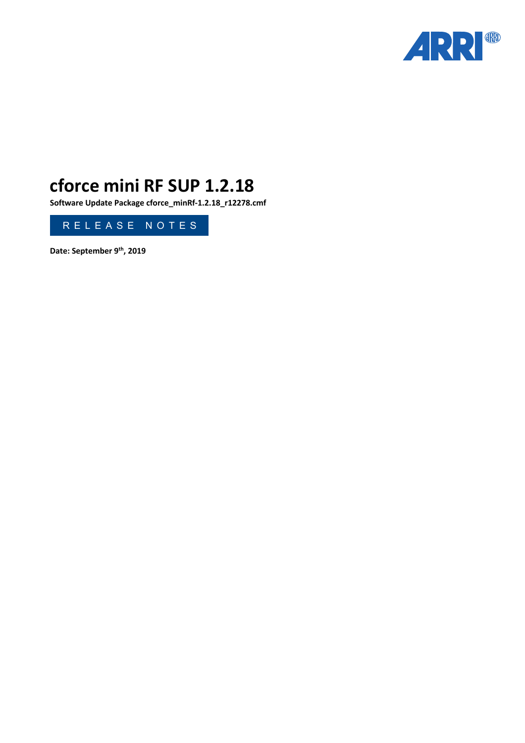# cforce mini RF SUP 1.2.18

**Software Update Package cforce_minRf-1.2.18_r12278.cmf**

RELEASE NOTES

**Date: September 9th, 2019**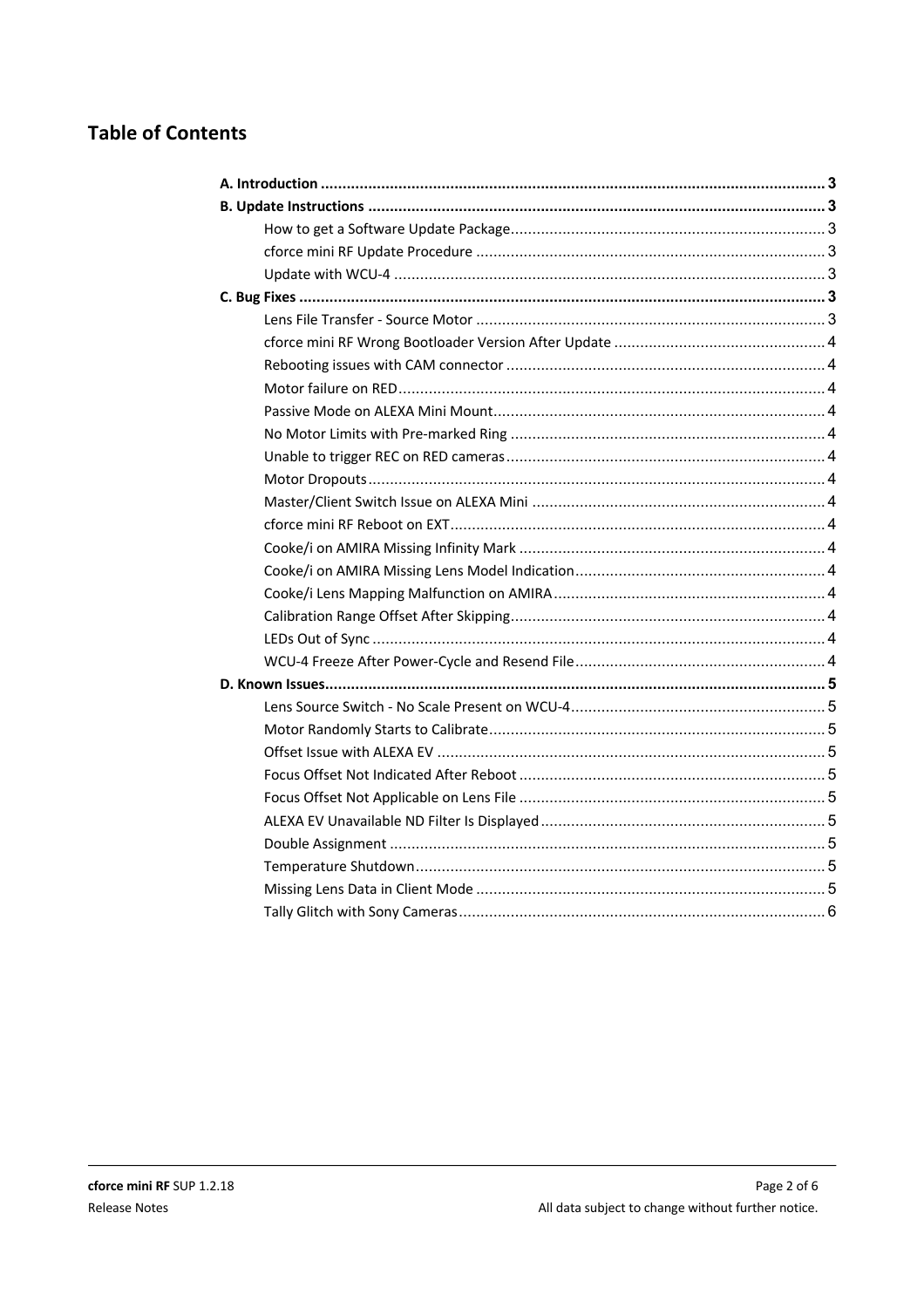## Table of Contents

**A. Introduction** ..... 3

**B. Update Instructions** ..... 3

- How to get a Software Update Package ..... 3
- cforce mini RF Update Procedure ..... 3
- Update with WCU-4 ..... 3

**C. Bug Fixes** ..... 3

- Lens File Transfer - Source Motor ..... 3
- cforce mini RF Wrong Bootloader Version After Update ..... 4
- Rebooting issues with CAM connector ..... 4
- Motor failure on RED ..... 4
- Passive Mode on ALEXA Mini Mount ..... 4
- No Motor Limits with Pre-marked Ring ..... 4
- Unable to trigger REC on RED cameras ..... 4
- Motor Dropouts ..... 4
- Master/Client Switch Issue on ALEXA Mini ..... 4
- cforce mini RF Reboot on EXT ..... 4
- Cooke/i on AMIRA Missing Infinity Mark ..... 4
- Cooke/i on AMIRA Missing Lens Model Indication ..... 4
- Cooke/i Lens Mapping Malfunction on AMIRA ..... 4
- Calibration Range Offset After Skipping ..... 4
- LEDs Out of Sync ..... 4
- WCU-4 Freeze After Power-Cycle and Resend File ..... 4

**D. Known Issues** ..... 5

- Lens Source Switch - No Scale Present on WCU-4 ..... 5
- Motor Randomly Starts to Calibrate ..... 5
- Offset Issue with ALEXA EV ..... 5
- Focus Offset Not Indicated After Reboot ..... 5
- Focus Offset Not Applicable on Lens File ..... 5
- ALEXA EV Unavailable ND Filter Is Displayed ..... 5
- Double Assignment ..... 5
- Temperature Shutdown ..... 5
- Missing Lens Data in Client Mode ..... 5
- Tally Glitch with Sony Cameras ..... 6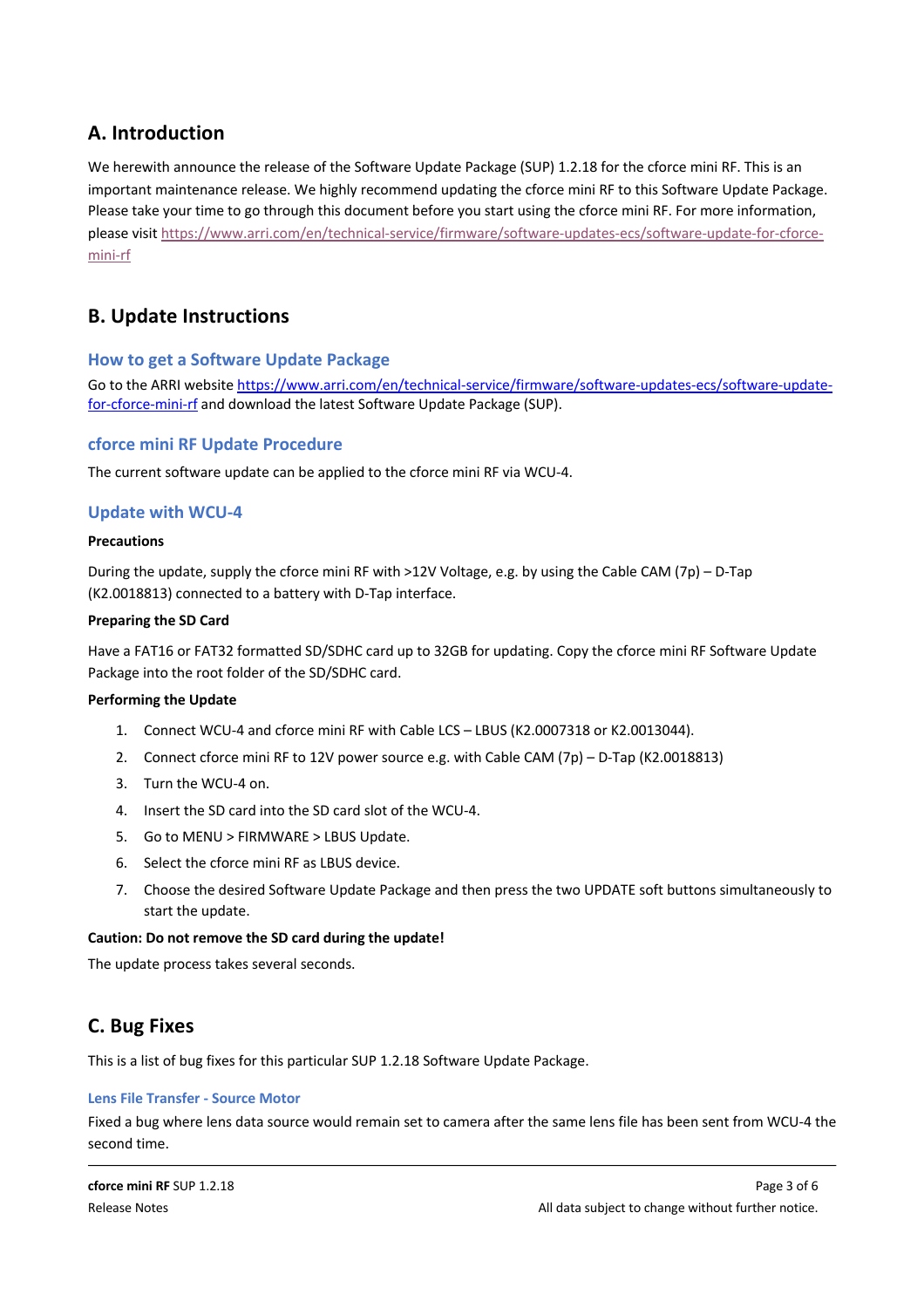## A. Introduction

We herewith announce the release of the Software Update Package (SUP) 1.2.18 for the cforce mini RF. This is an important maintenance release. We highly recommend updating the cforce mini RF to this Software Update Package. Please take your time to go through this document before you start using the cforce mini RF. For more information, please visit https://www.arri.com/en/technical-service/firmware/software-updates-ecs/software-update-for-cforce-mini-rf

## B. Update Instructions

### How to get a Software Update Package

Go to the ARRI website https://www.arri.com/en/technical-service/firmware/software-updates-ecs/software-update-for-cforce-mini-rf and download the latest Software Update Package (SUP).

### cforce mini RF Update Procedure

The current software update can be applied to the cforce mini RF via WCU-4.

### Update with WCU-4

**Precautions**

During the update, supply the cforce mini RF with >12V Voltage, e.g. by using the Cable CAM (7p) – D-Tap (K2.0018813) connected to a battery with D-Tap interface.

**Preparing the SD Card**

Have a FAT16 or FAT32 formatted SD/SDHC card up to 32GB for updating. Copy the cforce mini RF Software Update Package into the root folder of the SD/SDHC card.

**Performing the Update**

1. Connect WCU-4 and cforce mini RF with Cable LCS – LBUS (K2.0007318 or K2.0013044).
2. Connect cforce mini RF to 12V power source e.g. with Cable CAM (7p) – D-Tap (K2.0018813)
3. Turn the WCU-4 on.
4. Insert the SD card into the SD card slot of the WCU-4.
5. Go to MENU > FIRMWARE > LBUS Update.
6. Select the cforce mini RF as LBUS device.
7. Choose the desired Software Update Package and then press the two UPDATE soft buttons simultaneously to start the update.

**Caution: Do not remove the SD card during the update!**

The update process takes several seconds.

## C. Bug Fixes

This is a list of bug fixes for this particular SUP 1.2.18 Software Update Package.

#### Lens File Transfer - Source Motor

Fixed a bug where lens data source would remain set to camera after the same lens file has been sent from WCU-4 the second time.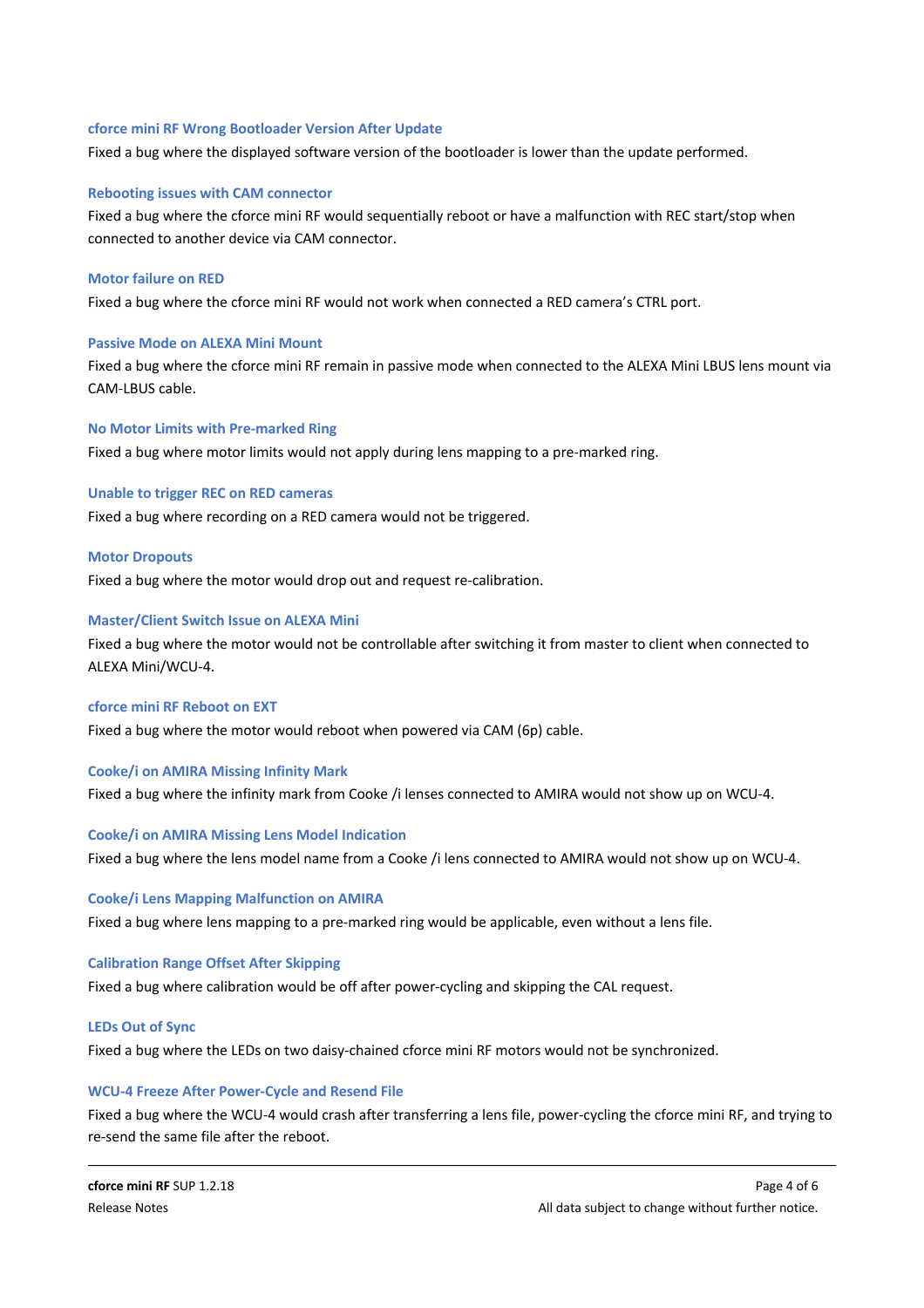### cforce mini RF Wrong Bootloader Version After Update

Fixed a bug where the displayed software version of the bootloader is lower than the update performed.

### Rebooting issues with CAM connector

Fixed a bug where the cforce mini RF would sequentially reboot or have a malfunction with REC start/stop when connected to another device via CAM connector.

### Motor failure on RED

Fixed a bug where the cforce mini RF would not work when connected a RED camera's CTRL port.

### Passive Mode on ALEXA Mini Mount

Fixed a bug where the cforce mini RF remain in passive mode when connected to the ALEXA Mini LBUS lens mount via CAM-LBUS cable.

### No Motor Limits with Pre-marked Ring

Fixed a bug where motor limits would not apply during lens mapping to a pre-marked ring.

### Unable to trigger REC on RED cameras

Fixed a bug where recording on a RED camera would not be triggered.

### Motor Dropouts

Fixed a bug where the motor would drop out and request re-calibration.

### Master/Client Switch Issue on ALEXA Mini

Fixed a bug where the motor would not be controllable after switching it from master to client when connected to ALEXA Mini/WCU-4.

### cforce mini RF Reboot on EXT

Fixed a bug where the motor would reboot when powered via CAM (6p) cable.

### Cooke/i on AMIRA Missing Infinity Mark

Fixed a bug where the infinity mark from Cooke /i lenses connected to AMIRA would not show up on WCU-4.

### Cooke/i on AMIRA Missing Lens Model Indication

Fixed a bug where the lens model name from a Cooke /i lens connected to AMIRA would not show up on WCU-4.

### Cooke/i Lens Mapping Malfunction on AMIRA

Fixed a bug where lens mapping to a pre-marked ring would be applicable, even without a lens file.

### Calibration Range Offset After Skipping

Fixed a bug where calibration would be off after power-cycling and skipping the CAL request.

### LEDs Out of Sync

Fixed a bug where the LEDs on two daisy-chained cforce mini RF motors would not be synchronized.

### WCU-4 Freeze After Power-Cycle and Resend File

Fixed a bug where the WCU-4 would crash after transferring a lens file, power-cycling the cforce mini RF, and trying to re-send the same file after the reboot.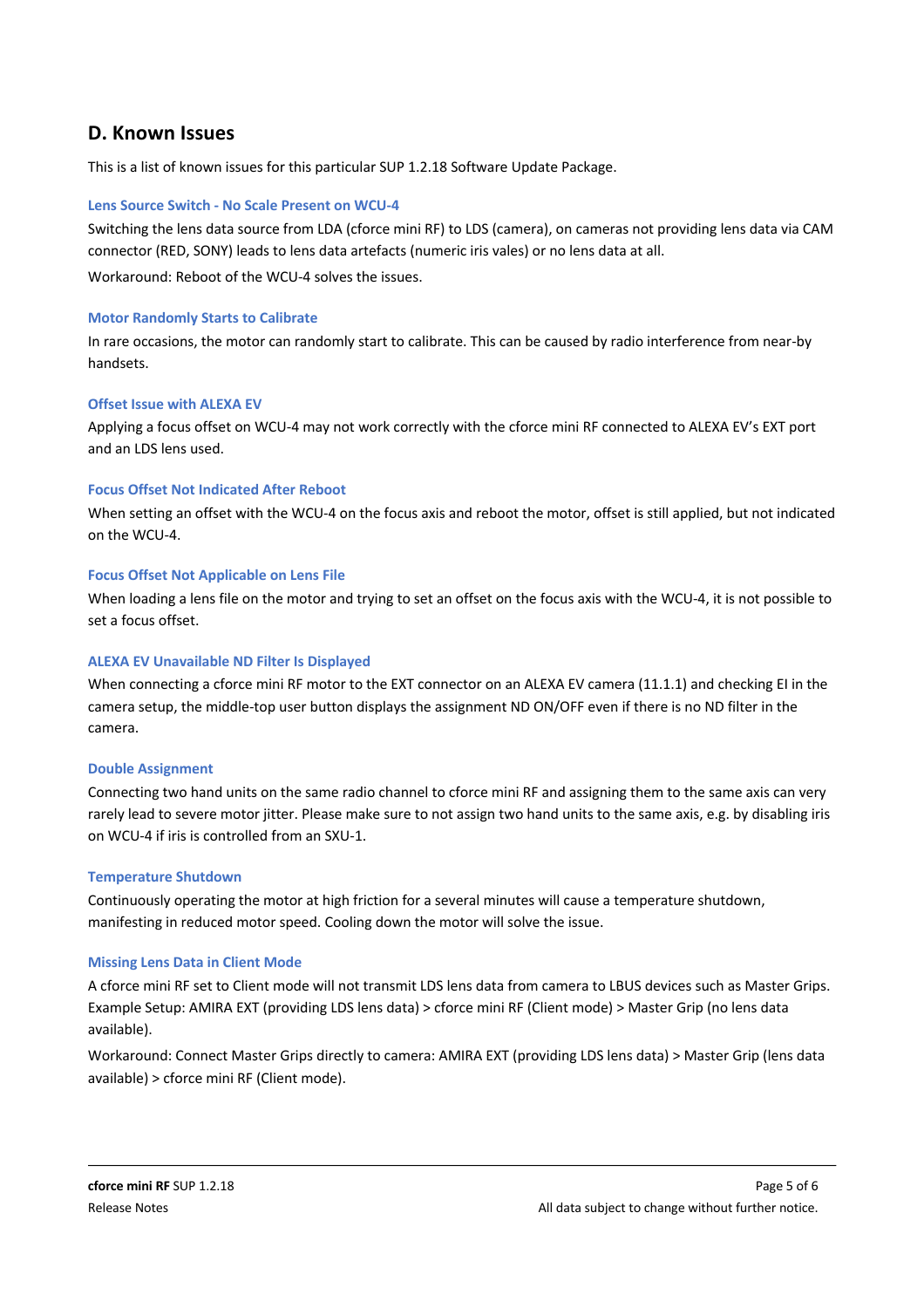## D. Known Issues

This is a list of known issues for this particular SUP 1.2.18 Software Update Package.

### Lens Source Switch - No Scale Present on WCU-4

Switching the lens data source from LDA (cforce mini RF) to LDS (camera), on cameras not providing lens data via CAM connector (RED, SONY) leads to lens data artefacts (numeric iris vales) or no lens data at all.

Workaround: Reboot of the WCU-4 solves the issues.

### Motor Randomly Starts to Calibrate

In rare occasions, the motor can randomly start to calibrate. This can be caused by radio interference from near-by handsets.

### Offset Issue with ALEXA EV

Applying a focus offset on WCU-4 may not work correctly with the cforce mini RF connected to ALEXA EV's EXT port and an LDS lens used.

### Focus Offset Not Indicated After Reboot

When setting an offset with the WCU-4 on the focus axis and reboot the motor, offset is still applied, but not indicated on the WCU-4.

### Focus Offset Not Applicable on Lens File

When loading a lens file on the motor and trying to set an offset on the focus axis with the WCU-4, it is not possible to set a focus offset.

### ALEXA EV Unavailable ND Filter Is Displayed

When connecting a cforce mini RF motor to the EXT connector on an ALEXA EV camera (11.1.1) and checking EI in the camera setup, the middle-top user button displays the assignment ND ON/OFF even if there is no ND filter in the camera.

### Double Assignment

Connecting two hand units on the same radio channel to cforce mini RF and assigning them to the same axis can very rarely lead to severe motor jitter. Please make sure to not assign two hand units to the same axis, e.g. by disabling iris on WCU-4 if iris is controlled from an SXU-1.

### Temperature Shutdown

Continuously operating the motor at high friction for a several minutes will cause a temperature shutdown, manifesting in reduced motor speed. Cooling down the motor will solve the issue.

### Missing Lens Data in Client Mode

A cforce mini RF set to Client mode will not transmit LDS lens data from camera to LBUS devices such as Master Grips. Example Setup: AMIRA EXT (providing LDS lens data) > cforce mini RF (Client mode) > Master Grip (no lens data available).

Workaround: Connect Master Grips directly to camera: AMIRA EXT (providing LDS lens data) > Master Grip (lens data available) > cforce mini RF (Client mode).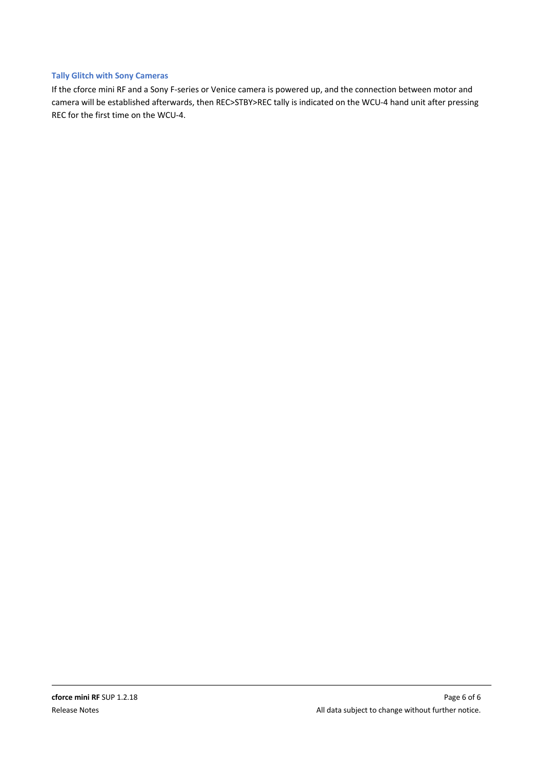### Tally Glitch with Sony Cameras

If the cforce mini RF and a Sony F-series or Venice camera is powered up, and the connection between motor and camera will be established afterwards, then REC>STBY>REC tally is indicated on the WCU-4 hand unit after pressing REC for the first time on the WCU-4.